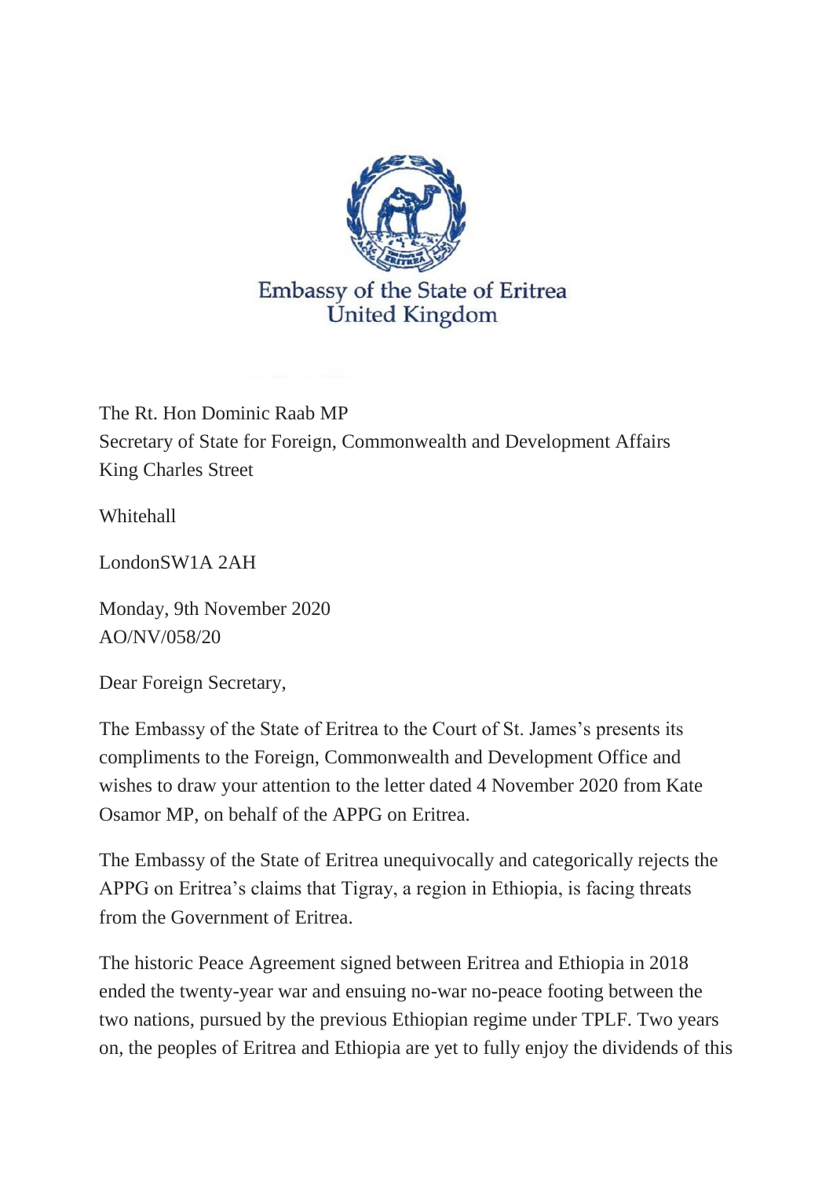Embassy of the State of Eritrea
United Kingdom

The Rt. Hon Dominic Raab MP
Secretary of State for Foreign, Commonwealth and Development Affairs
King Charles Street

Whitehall

LondonSW1A 2AH

Monday, 9th November 2020
AO/NV/058/20

Dear Foreign Secretary,

The Embassy of the State of Eritrea to the Court of St. James's presents its compliments to the Foreign, Commonwealth and Development Office and wishes to draw your attention to the letter dated 4 November 2020 from Kate Osamor MP, on behalf of the APPG on Eritrea.

The Embassy of the State of Eritrea unequivocally and categorically rejects the APPG on Eritrea's claims that Tigray, a region in Ethiopia, is facing threats from the Government of Eritrea.

The historic Peace Agreement signed between Eritrea and Ethiopia in 2018 ended the twenty-year war and ensuing no-war no-peace footing between the two nations, pursued by the previous Ethiopian regime under TPLF. Two years on, the peoples of Eritrea and Ethiopia are yet to fully enjoy the dividends of this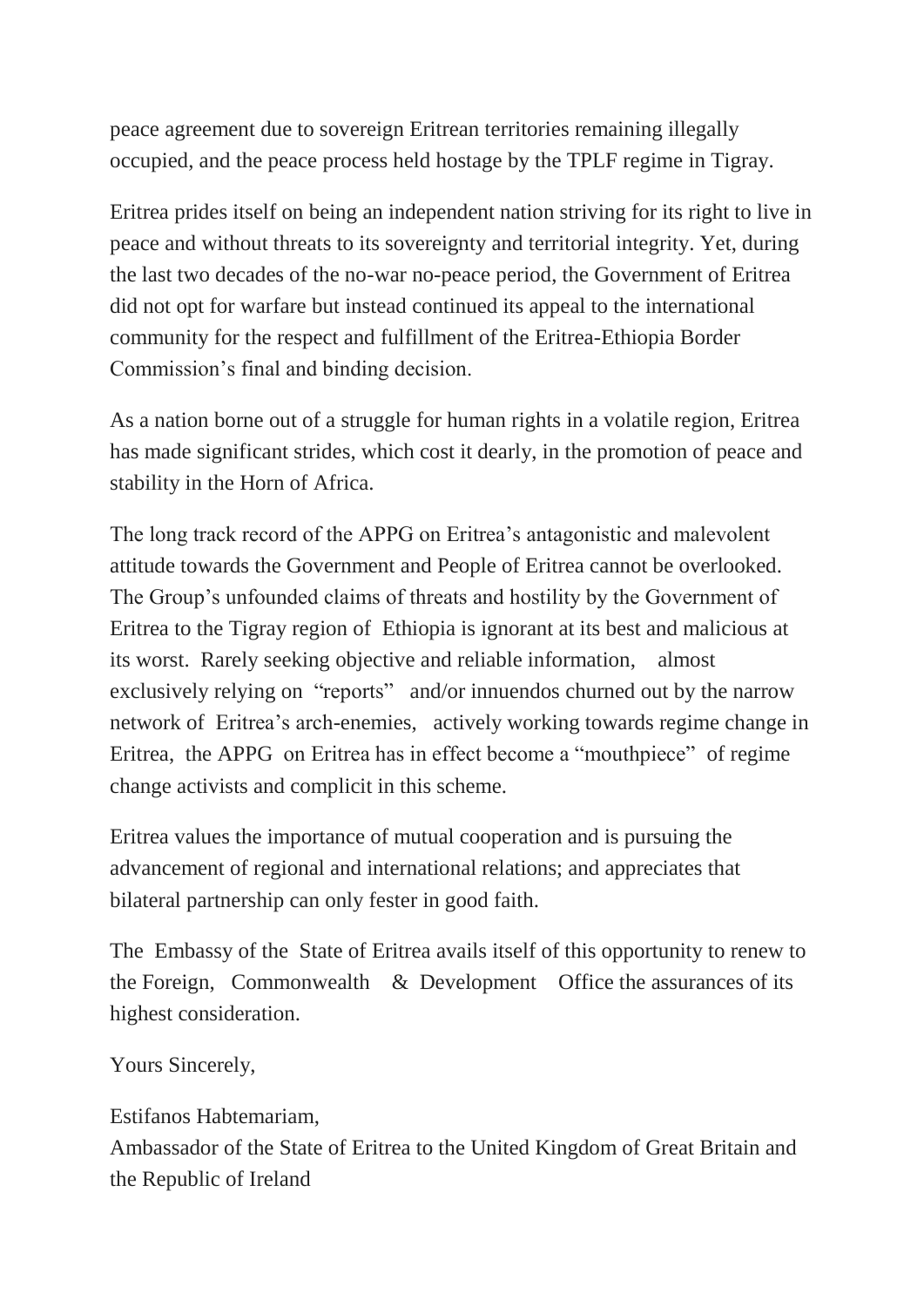peace agreement due to sovereign Eritrean territories remaining illegally occupied, and the peace process held hostage by the TPLF regime in Tigray.

Eritrea prides itself on being an independent nation striving for its right to live in peace and without threats to its sovereignty and territorial integrity. Yet, during the last two decades of the no-war no-peace period, the Government of Eritrea did not opt for warfare but instead continued its appeal to the international community for the respect and fulfillment of the Eritrea-Ethiopia Border Commission's final and binding decision.

As a nation borne out of a struggle for human rights in a volatile region, Eritrea has made significant strides, which cost it dearly, in the promotion of peace and stability in the Horn of Africa.

The long track record of the APPG on Eritrea's antagonistic and malevolent attitude towards the Government and People of Eritrea cannot be overlooked. The Group's unfounded claims of threats and hostility by the Government of Eritrea to the Tigray region of Ethiopia is ignorant at its best and malicious at its worst. Rarely seeking objective and reliable information, almost exclusively relying on "reports" and/or innuendos churned out by the narrow network of Eritrea's arch-enemies, actively working towards regime change in Eritrea, the APPG on Eritrea has in effect become a "mouthpiece" of regime change activists and complicit in this scheme.

Eritrea values the importance of mutual cooperation and is pursuing the advancement of regional and international relations; and appreciates that bilateral partnership can only fester in good faith.

The Embassy of the State of Eritrea avails itself of this opportunity to renew to the Foreign, Commonwealth & Development Office the assurances of its highest consideration.

Yours Sincerely,

Estifanos Habtemariam,
Ambassador of the State of Eritrea to the United Kingdom of Great Britain and the Republic of Ireland